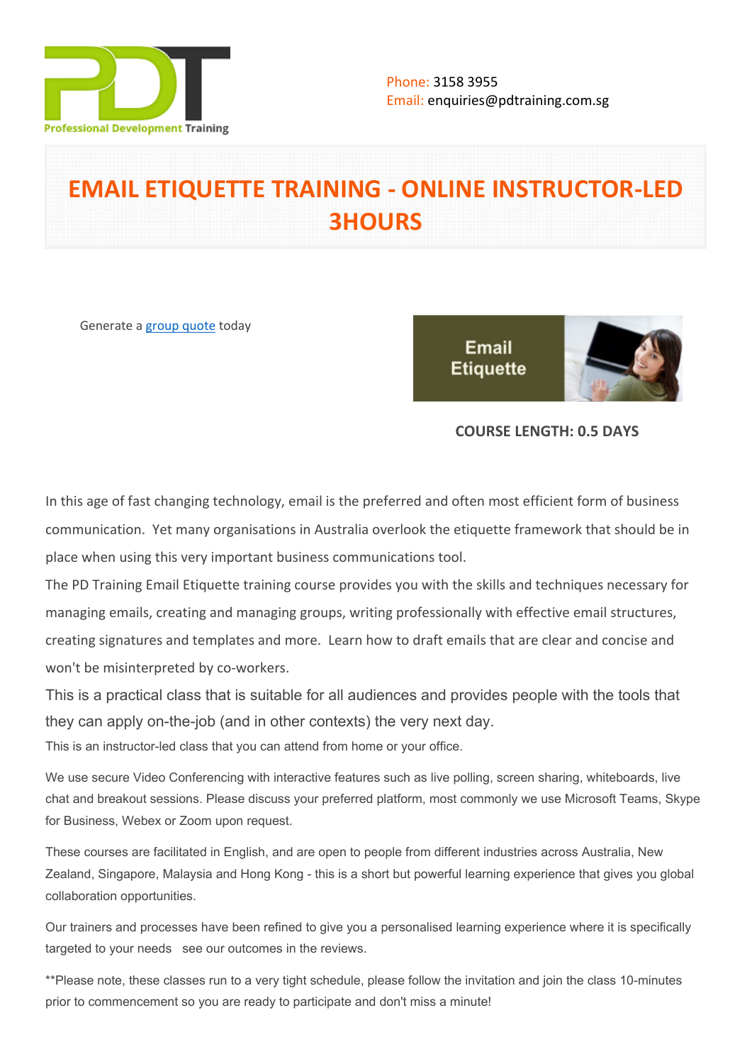Phone: 3158 3955
Email: enquiries@pdtraining.com.sg

# EMAIL ETIQUETTE TRAINING - ONLINE INSTRUCTOR-LED 3HOURS

Generate a [group quote](#) today

**COURSE LENGTH: 0.5 DAYS**

In this age of fast changing technology, email is the preferred and often most efficient form of business communication. Yet many organisations in Australia overlook the etiquette framework that should be in place when using this very important business communications tool.

The PD Training Email Etiquette training course provides you with the skills and techniques necessary for managing emails, creating and managing groups, writing professionally with effective email structures, creating signatures and templates and more. Learn how to draft emails that are clear and concise and won't be misinterpreted by co-workers.

This is a practical class that is suitable for all audiences and provides people with the tools that they can apply on-the-job (and in other contexts) the very next day.

This is an instructor-led class that you can attend from home or your office.

We use secure Video Conferencing with interactive features such as live polling, screen sharing, whiteboards, live chat and breakout sessions. Please discuss your preferred platform, most commonly we use Microsoft Teams, Skype for Business, Webex or Zoom upon request.

These courses are facilitated in English, and are open to people from different industries across Australia, New Zealand, Singapore, Malaysia and Hong Kong - this is a short but powerful learning experience that gives you global collaboration opportunities.

Our trainers and processes have been refined to give you a personalised learning experience where it is specifically targeted to your needs see our outcomes in the reviews.

**Please note, these classes run to a very tight schedule, please follow the invitation and join the class 10-minutes prior to commencement so you are ready to participate and don't miss a minute!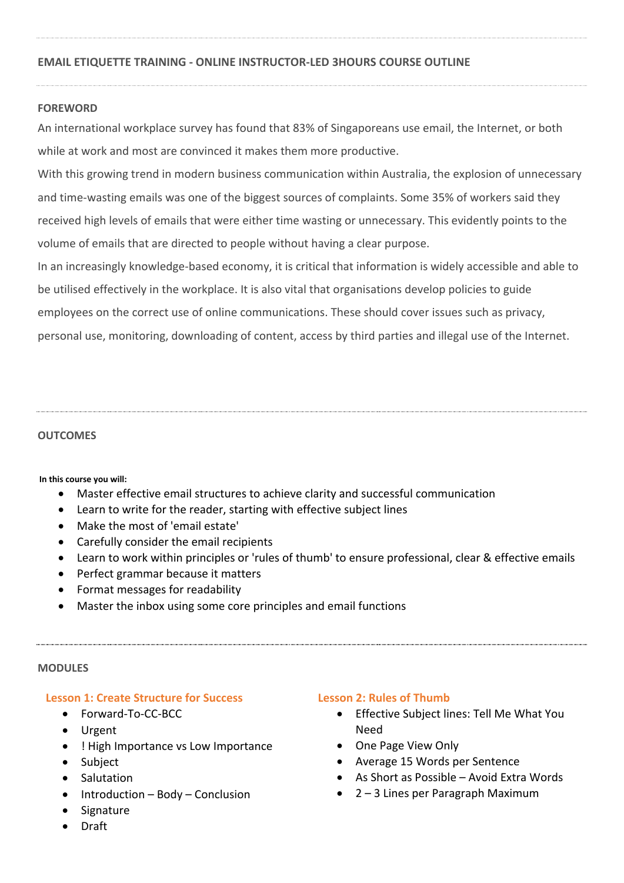## EMAIL ETIQUETTE TRAINING - ONLINE INSTRUCTOR-LED 3HOURS COURSE OUTLINE

### FOREWORD

An international workplace survey has found that 83% of Singaporeans use email, the Internet, or both while at work and most are convinced it makes them more productive.

With this growing trend in modern business communication within Australia, the explosion of unnecessary and time-wasting emails was one of the biggest sources of complaints. Some 35% of workers said they received high levels of emails that were either time wasting or unnecessary. This evidently points to the volume of emails that are directed to people without having a clear purpose.

In an increasingly knowledge-based economy, it is critical that information is widely accessible and able to be utilised effectively in the workplace. It is also vital that organisations develop policies to guide employees on the correct use of online communications. These should cover issues such as privacy, personal use, monitoring, downloading of content, access by third parties and illegal use of the Internet.

### OUTCOMES

**In this course you will:**

- Master effective email structures to achieve clarity and successful communication
- Learn to write for the reader, starting with effective subject lines
- Make the most of 'email estate'
- Carefully consider the email recipients
- Learn to work within principles or 'rules of thumb' to ensure professional, clear & effective emails
- Perfect grammar because it matters
- Format messages for readability
- Master the inbox using some core principles and email functions

### MODULES

#### Lesson 1: Create Structure for Success

- Forward-To-CC-BCC
- Urgent
- ! High Importance vs Low Importance
- Subject
- Salutation
- Introduction – Body – Conclusion
- Signature
- Draft

#### Lesson 2: Rules of Thumb

- Effective Subject lines: Tell Me What You Need
- One Page View Only
- Average 15 Words per Sentence
- As Short as Possible – Avoid Extra Words
- 2 – 3 Lines per Paragraph Maximum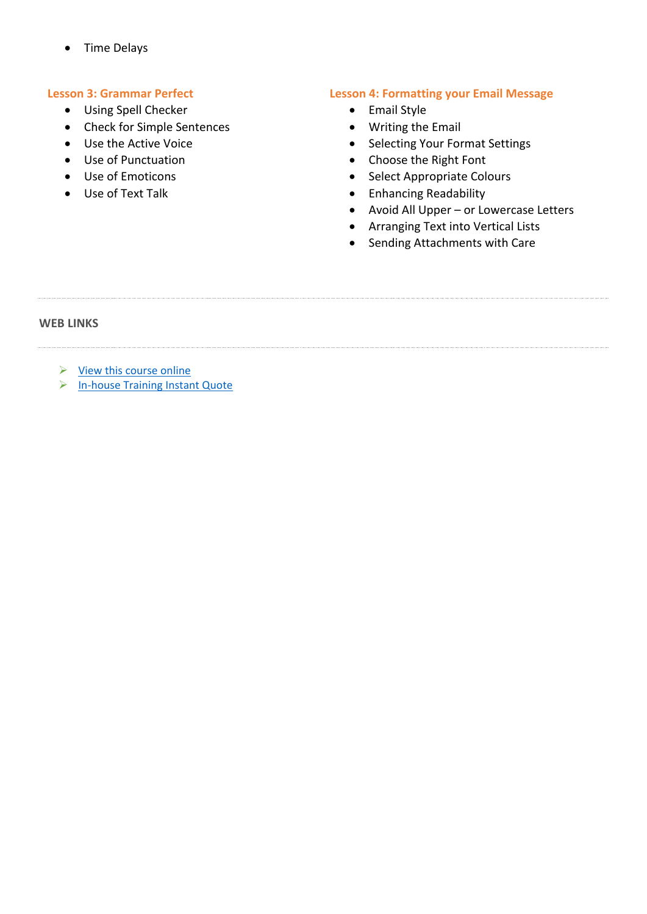- Time Delays

### Lesson 3: Grammar Perfect

- Using Spell Checker
- Check for Simple Sentences
- Use the Active Voice
- Use of Punctuation
- Use of Emoticons
- Use of Text Talk

### Lesson 4: Formatting your Email Message

- Email Style
- Writing the Email
- Selecting Your Format Settings
- Choose the Right Font
- Select Appropriate Colours
- Enhancing Readability
- Avoid All Upper – or Lowercase Letters
- Arranging Text into Vertical Lists
- Sending Attachments with Care

---

## WEB LINKS

---

- View this course online
- In-house Training Instant Quote